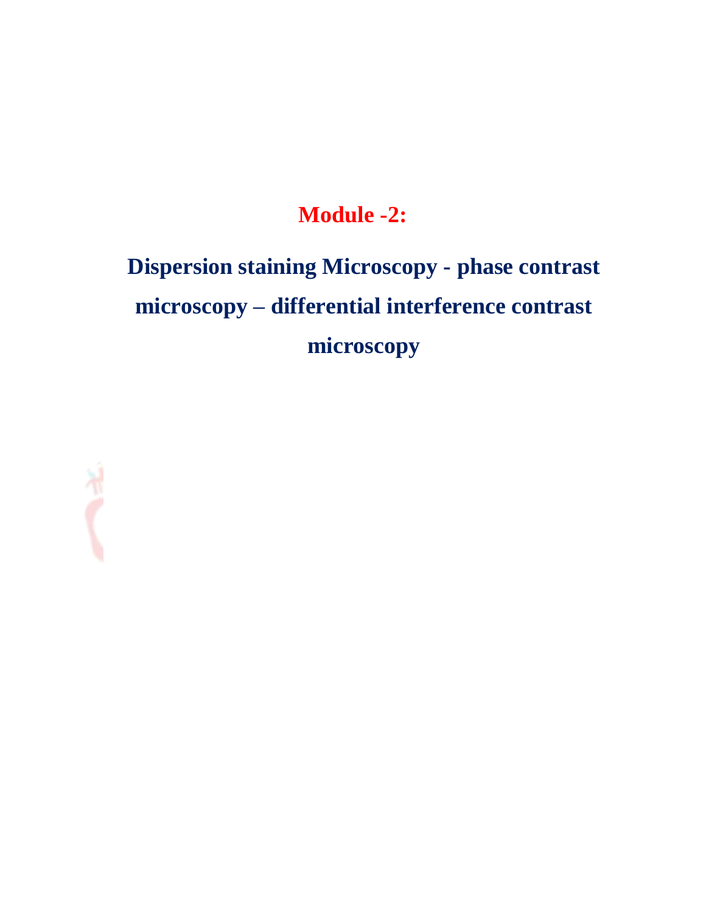# Module -2:

## Dispersion staining Microscopy - phase contrast microscopy – differential interference contrast microscopy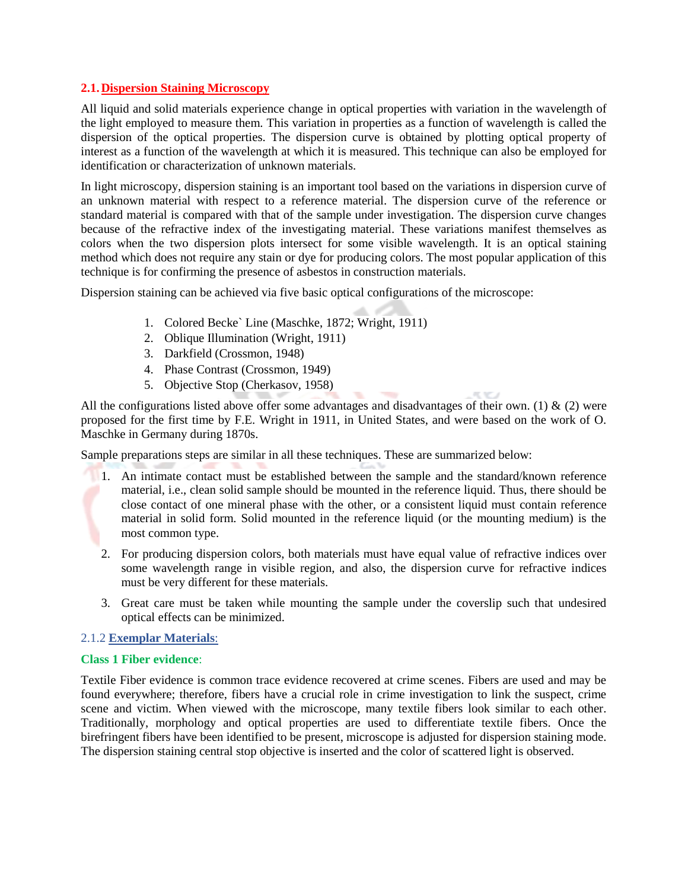## 2.1. Dispersion Staining Microscopy

All liquid and solid materials experience change in optical properties with variation in the wavelength of the light employed to measure them. This variation in properties as a function of wavelength is called the dispersion of the optical properties. The dispersion curve is obtained by plotting optical property of interest as a function of the wavelength at which it is measured. This technique can also be employed for identification or characterization of unknown materials.

In light microscopy, dispersion staining is an important tool based on the variations in dispersion curve of an unknown material with respect to a reference material. The dispersion curve of the reference or standard material is compared with that of the sample under investigation. The dispersion curve changes because of the refractive index of the investigating material. These variations manifest themselves as colors when the two dispersion plots intersect for some visible wavelength. It is an optical staining method which does not require any stain or dye for producing colors. The most popular application of this technique is for confirming the presence of asbestos in construction materials.

Dispersion staining can be achieved via five basic optical configurations of the microscope:

1. Colored Becke` Line (Maschke, 1872; Wright, 1911)
2. Oblique Illumination (Wright, 1911)
3. Darkfield (Crossmon, 1948)
4. Phase Contrast (Crossmon, 1949)
5. Objective Stop (Cherkasov, 1958)

All the configurations listed above offer some advantages and disadvantages of their own. (1) & (2) were proposed for the first time by F.E. Wright in 1911, in United States, and were based on the work of O. Maschke in Germany during 1870s.

Sample preparations steps are similar in all these techniques. These are summarized below:

1. An intimate contact must be established between the sample and the standard/known reference material, i.e., clean solid sample should be mounted in the reference liquid. Thus, there should be close contact of one mineral phase with the other, or a consistent liquid must contain reference material in solid form. Solid mounted in the reference liquid (or the mounting medium) is the most common type.
2. For producing dispersion colors, both materials must have equal value of refractive indices over some wavelength range in visible region, and also, the dispersion curve for refractive indices must be very different for these materials.
3. Great care must be taken while mounting the sample under the coverslip such that undesired optical effects can be minimized.

### 2.1.2 Exemplar Materials:

**Class 1 Fiber evidence**:

Textile Fiber evidence is common trace evidence recovered at crime scenes. Fibers are used and may be found everywhere; therefore, fibers have a crucial role in crime investigation to link the suspect, crime scene and victim. When viewed with the microscope, many textile fibers look similar to each other. Traditionally, morphology and optical properties are used to differentiate textile fibers. Once the birefringent fibers have been identified to be present, microscope is adjusted for dispersion staining mode. The dispersion staining central stop objective is inserted and the color of scattered light is observed.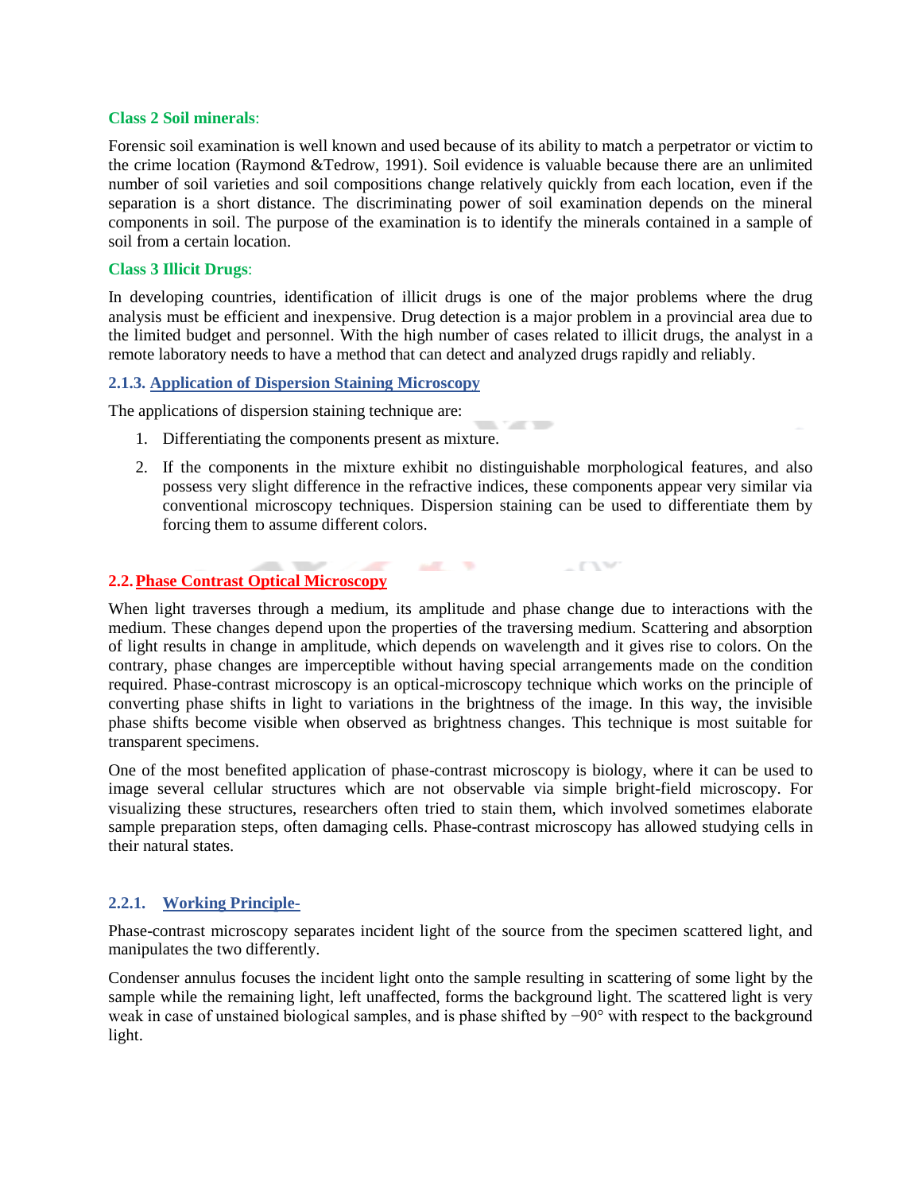**Class 2 Soil minerals**:

Forensic soil examination is well known and used because of its ability to match a perpetrator or victim to the crime location (Raymond &Tedrow, 1991). Soil evidence is valuable because there are an unlimited number of soil varieties and soil compositions change relatively quickly from each location, even if the separation is a short distance. The discriminating power of soil examination depends on the mineral components in soil. The purpose of the examination is to identify the minerals contained in a sample of soil from a certain location.

**Class 3 Illicit Drugs**:

In developing countries, identification of illicit drugs is one of the major problems where the drug analysis must be efficient and inexpensive. Drug detection is a major problem in a provincial area due to the limited budget and personnel. With the high number of cases related to illicit drugs, the analyst in a remote laboratory needs to have a method that can detect and analyzed drugs rapidly and reliably.

### 2.1.3. Application of Dispersion Staining Microscopy

The applications of dispersion staining technique are:

1. Differentiating the components present as mixture.
2. If the components in the mixture exhibit no distinguishable morphological features, and also possess very slight difference in the refractive indices, these components appear very similar via conventional microscopy techniques. Dispersion staining can be used to differentiate them by forcing them to assume different colors.

## 2.2. Phase Contrast Optical Microscopy

When light traverses through a medium, its amplitude and phase change due to interactions with the medium. These changes depend upon the properties of the traversing medium. Scattering and absorption of light results in change in amplitude, which depends on wavelength and it gives rise to colors. On the contrary, phase changes are imperceptible without having special arrangements made on the condition required. Phase-contrast microscopy is an optical-microscopy technique which works on the principle of converting phase shifts in light to variations in the brightness of the image. In this way, the invisible phase shifts become visible when observed as brightness changes. This technique is most suitable for transparent specimens.

One of the most benefited application of phase-contrast microscopy is biology, where it can be used to image several cellular structures which are not observable via simple bright-field microscopy. For visualizing these structures, researchers often tried to stain them, which involved sometimes elaborate sample preparation steps, often damaging cells. Phase-contrast microscopy has allowed studying cells in their natural states.

### 2.2.1. Working Principle-

Phase-contrast microscopy separates incident light of the source from the specimen scattered light, and manipulates the two differently.

Condenser annulus focuses the incident light onto the sample resulting in scattering of some light by the sample while the remaining light, left unaffected, forms the background light. The scattered light is very weak in case of unstained biological samples, and is phase shifted by $-90°$ with respect to the background light.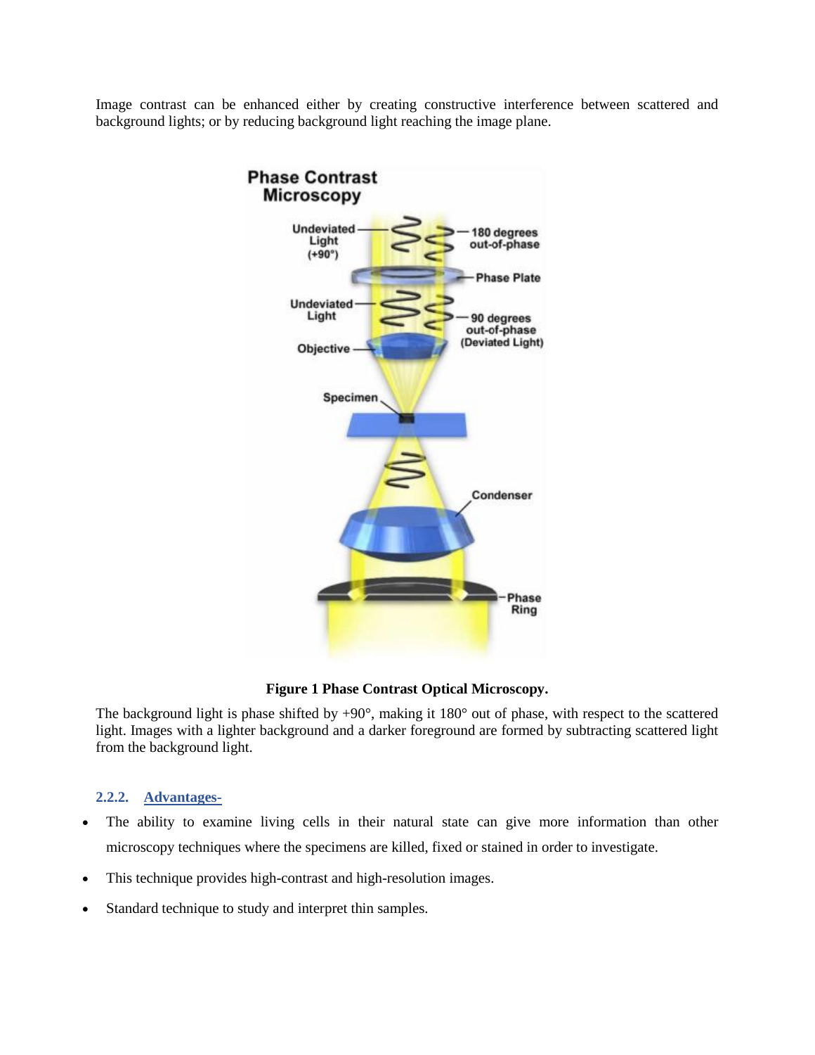Image contrast can be enhanced either by creating constructive interference between scattered and background lights; or by reducing background light reaching the image plane.

**Figure 1 Phase Contrast Optical Microscopy.**

The background light is phase shifted by +90°, making it 180° out of phase, with respect to the scattered light. Images with a lighter background and a darker foreground are formed by subtracting scattered light from the background light.

### 2.2.2. Advantages-

- The ability to examine living cells in their natural state can give more information than other microscopy techniques where the specimens are killed, fixed or stained in order to investigate.
- This technique provides high-contrast and high-resolution images.
- Standard technique to study and interpret thin samples.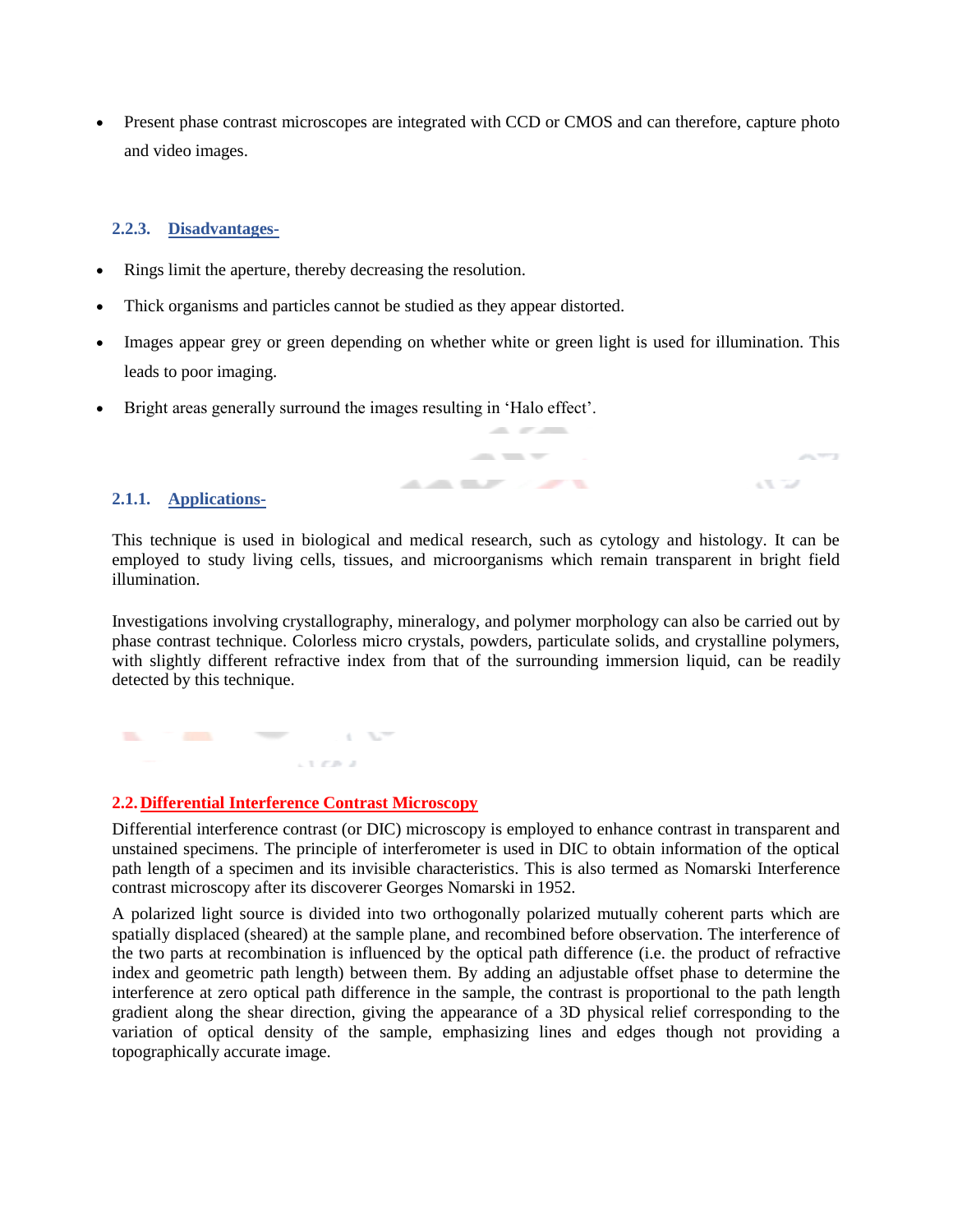- Present phase contrast microscopes are integrated with CCD or CMOS and can therefore, capture photo and video images.

### 2.2.3. Disadvantages-

- Rings limit the aperture, thereby decreasing the resolution.
- Thick organisms and particles cannot be studied as they appear distorted.
- Images appear grey or green depending on whether white or green light is used for illumination. This leads to poor imaging.
- Bright areas generally surround the images resulting in 'Halo effect'.

### 2.1.1. Applications-

This technique is used in biological and medical research, such as cytology and histology. It can be employed to study living cells, tissues, and microorganisms which remain transparent in bright field illumination.

Investigations involving crystallography, mineralogy, and polymer morphology can also be carried out by phase contrast technique. Colorless micro crystals, powders, particulate solids, and crystalline polymers, with slightly different refractive index from that of the surrounding immersion liquid, can be readily detected by this technique.

## 2.2. Differential Interference Contrast Microscopy

Differential interference contrast (or DIC) microscopy is employed to enhance contrast in transparent and unstained specimens. The principle of interferometer is used in DIC to obtain information of the optical path length of a specimen and its invisible characteristics. This is also termed as Nomarski Interference contrast microscopy after its discoverer Georges Nomarski in 1952.

A polarized light source is divided into two orthogonally polarized mutually coherent parts which are spatially displaced (sheared) at the sample plane, and recombined before observation. The interference of the two parts at recombination is influenced by the optical path difference (i.e. the product of refractive index and geometric path length) between them. By adding an adjustable offset phase to determine the interference at zero optical path difference in the sample, the contrast is proportional to the path length gradient along the shear direction, giving the appearance of a 3D physical relief corresponding to the variation of optical density of the sample, emphasizing lines and edges though not providing a topographically accurate image.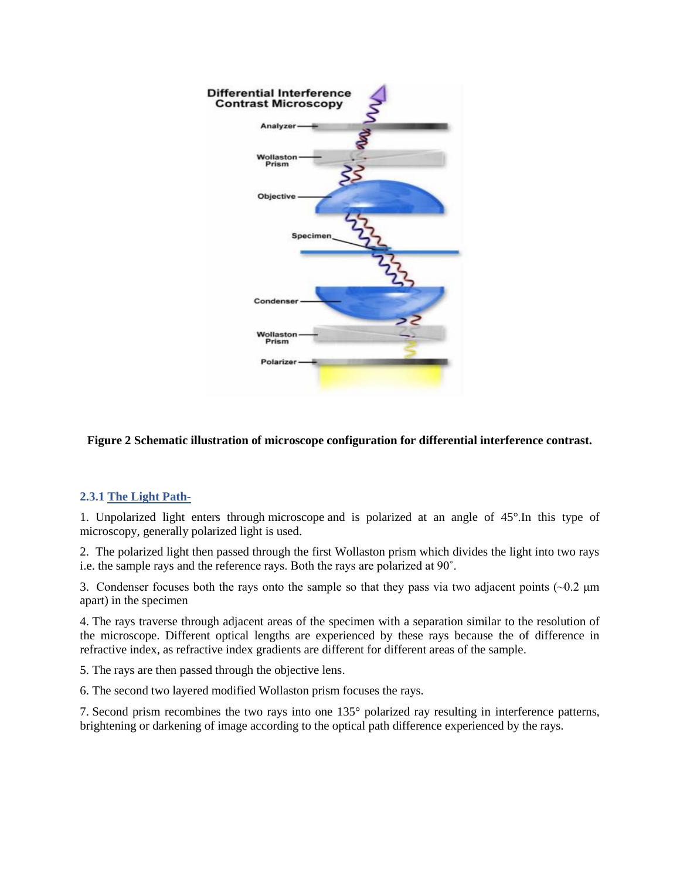**Figure 2 Schematic illustration of microscope configuration for differential interference contrast.**

### 2.3.1 The Light Path-

1. Unpolarized light enters through microscope and is polarized at an angle of 45°.In this type of microscopy, generally polarized light is used.

2. The polarized light then passed through the first Wollaston prism which divides the light into two rays i.e. the sample rays and the reference rays. Both the rays are polarized at 90˚.

3. Condenser focuses both the rays onto the sample so that they pass via two adjacent points (~0.2 μm apart) in the specimen

4. The rays traverse through adjacent areas of the specimen with a separation similar to the resolution of the microscope. Different optical lengths are experienced by these rays because the of difference in refractive index, as refractive index gradients are different for different areas of the sample.

5. The rays are then passed through the objective lens.

6. The second two layered modified Wollaston prism focuses the rays.

7. Second prism recombines the two rays into one 135° polarized ray resulting in interference patterns, brightening or darkening of image according to the optical path difference experienced by the rays.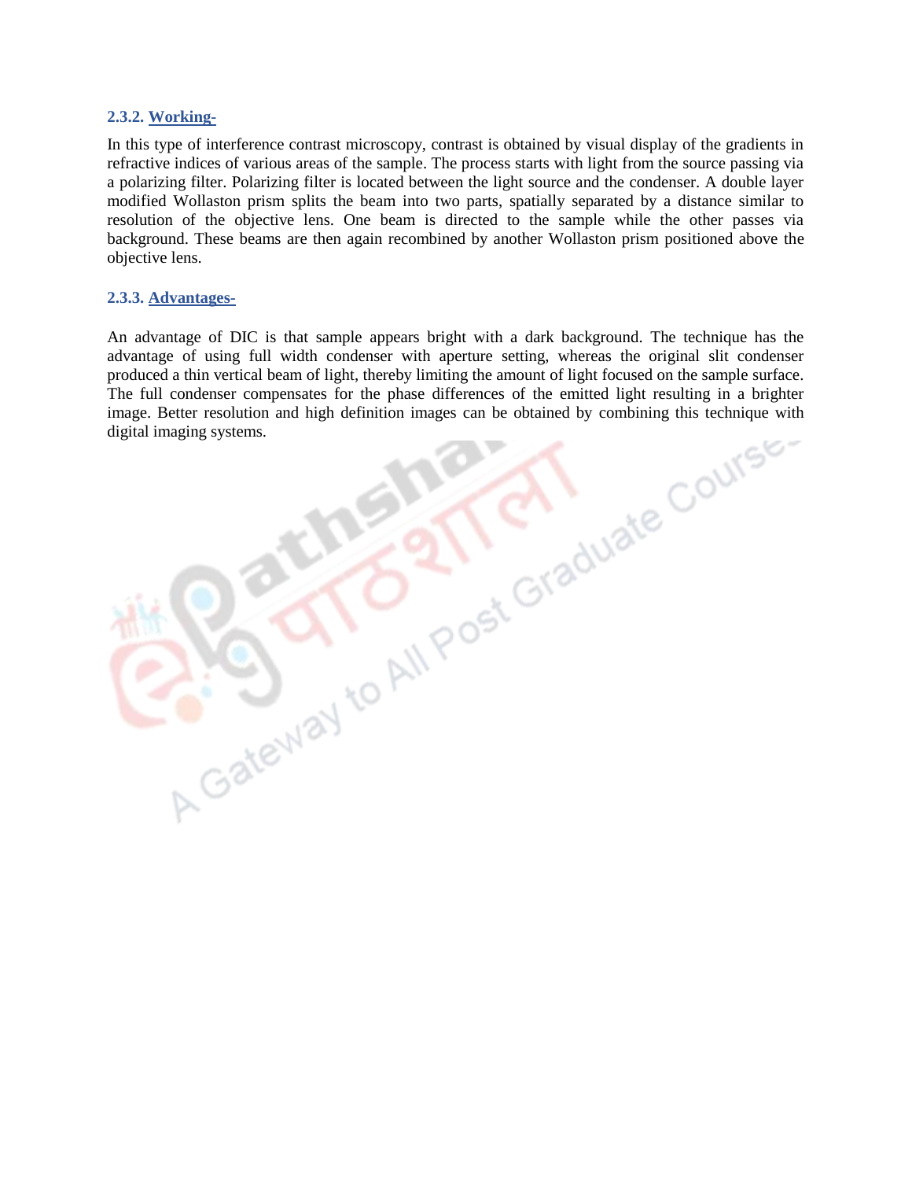### 2.3.2. Working-

In this type of interference contrast microscopy, contrast is obtained by visual display of the gradients in refractive indices of various areas of the sample. The process starts with light from the source passing via a polarizing filter. Polarizing filter is located between the light source and the condenser. A double layer modified Wollaston prism splits the beam into two parts, spatially separated by a distance similar to resolution of the objective lens. One beam is directed to the sample while the other passes via background. These beams are then again recombined by another Wollaston prism positioned above the objective lens.

### 2.3.3. Advantages-

An advantage of DIC is that sample appears bright with a dark background. The technique has the advantage of using full width condenser with aperture setting, whereas the original slit condenser produced a thin vertical beam of light, thereby limiting the amount of light focused on the sample surface. The full condenser compensates for the phase differences of the emitted light resulting in a brighter image. Better resolution and high definition images can be obtained by combining this technique with digital imaging systems.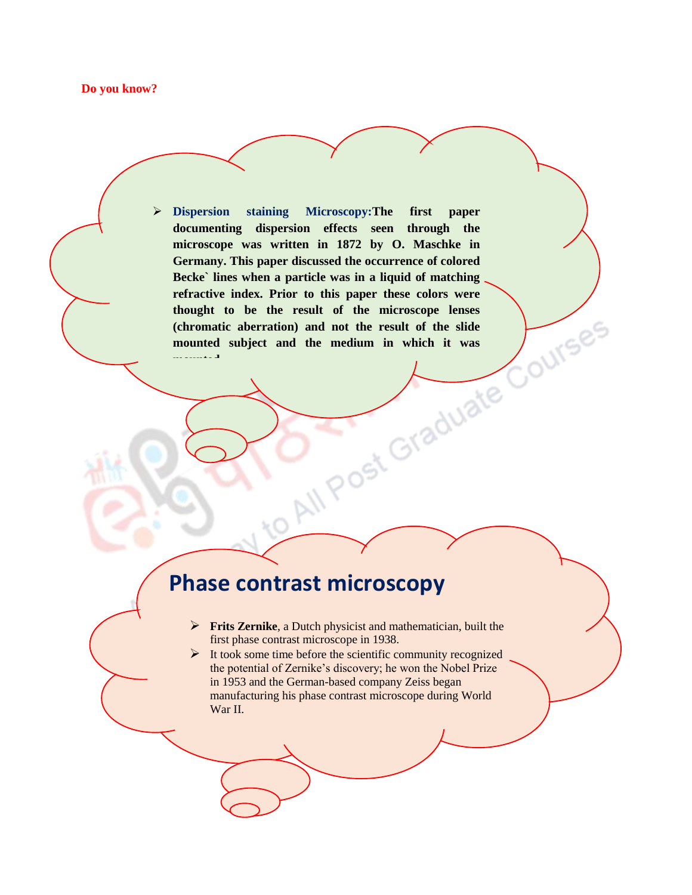**Do you know?**

- **Dispersion staining Microscopy:** **The first paper documenting dispersion effects seen through the microscope was written in 1872 by O. Maschke in Germany. This paper discussed the occurrence of colored Becke` lines when a particle was in a liquid of matching refractive index. Prior to this paper these colors were thought to be the result of the microscope lenses (chromatic aberration) and not the result of the slide mounted subject and the medium in which it was mounted.**

## Phase contrast microscopy

- **Frits Zernike**, a Dutch physicist and mathematician, built the first phase contrast microscope in 1938.
- It took some time before the scientific community recognized the potential of Zernike's discovery; he won the Nobel Prize in 1953 and the German-based company Zeiss began manufacturing his phase contrast microscope during World War II.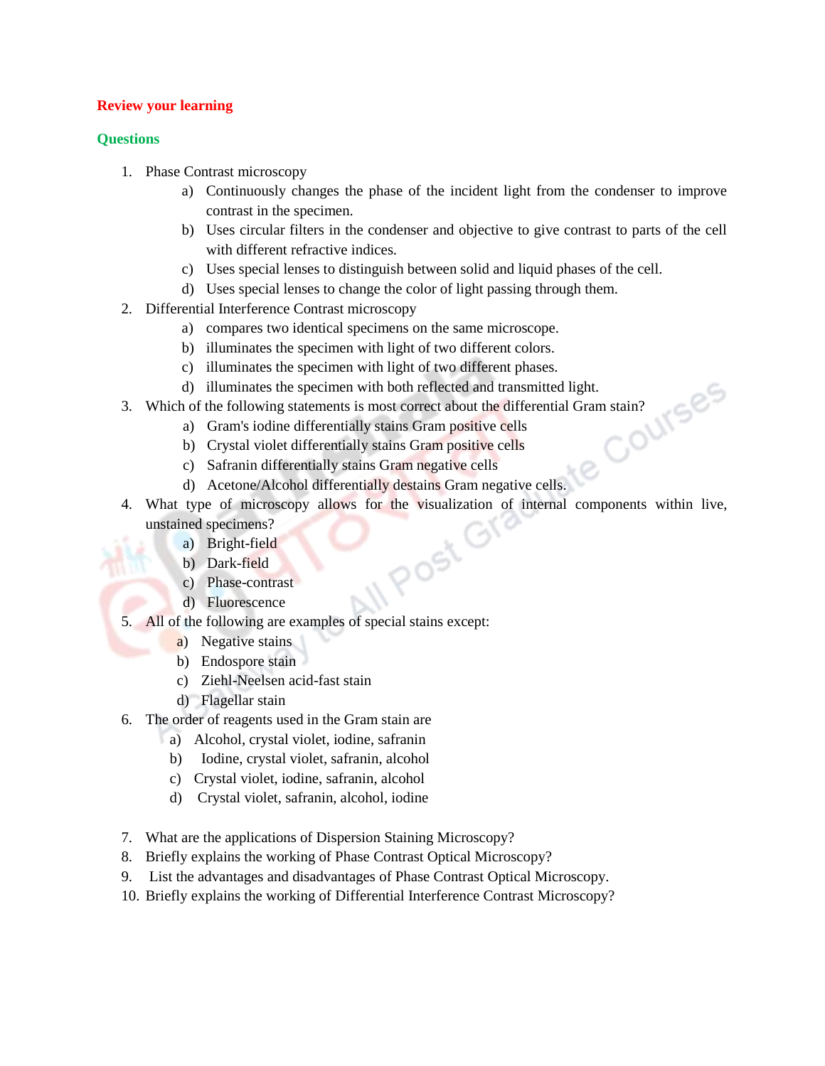## Review your learning

### Questions

1. Phase Contrast microscopy
    a) Continuously changes the phase of the incident light from the condenser to improve contrast in the specimen.
    b) Uses circular filters in the condenser and objective to give contrast to parts of the cell with different refractive indices.
    c) Uses special lenses to distinguish between solid and liquid phases of the cell.
    d) Uses special lenses to change the color of light passing through them.
2. Differential Interference Contrast microscopy
    a) compares two identical specimens on the same microscope.
    b) illuminates the specimen with light of two different colors.
    c) illuminates the specimen with light of two different phases.
    d) illuminates the specimen with both reflected and transmitted light.
3. Which of the following statements is most correct about the differential Gram stain?
    a) Gram's iodine differentially stains Gram positive cells
    b) Crystal violet differentially stains Gram positive cells
    c) Safranin differentially stains Gram negative cells
    d) Acetone/Alcohol differentially destains Gram negative cells.
4. What type of microscopy allows for the visualization of internal components within live, unstained specimens?
    a) Bright-field
    b) Dark-field
    c) Phase-contrast
    d) Fluorescence
5. All of the following are examples of special stains except:
    a) Negative stains
    b) Endospore stain
    c) Ziehl-Neelsen acid-fast stain
    d) Flagellar stain
6. The order of reagents used in the Gram stain are
    a) Alcohol, crystal violet, iodine, safranin
    b) Iodine, crystal violet, safranin, alcohol
    c) Crystal violet, iodine, safranin, alcohol
    d) Crystal violet, safranin, alcohol, iodine

7. What are the applications of Dispersion Staining Microscopy?
8. Briefly explains the working of Phase Contrast Optical Microscopy?
9. List the advantages and disadvantages of Phase Contrast Optical Microscopy.
10. Briefly explains the working of Differential Interference Contrast Microscopy?